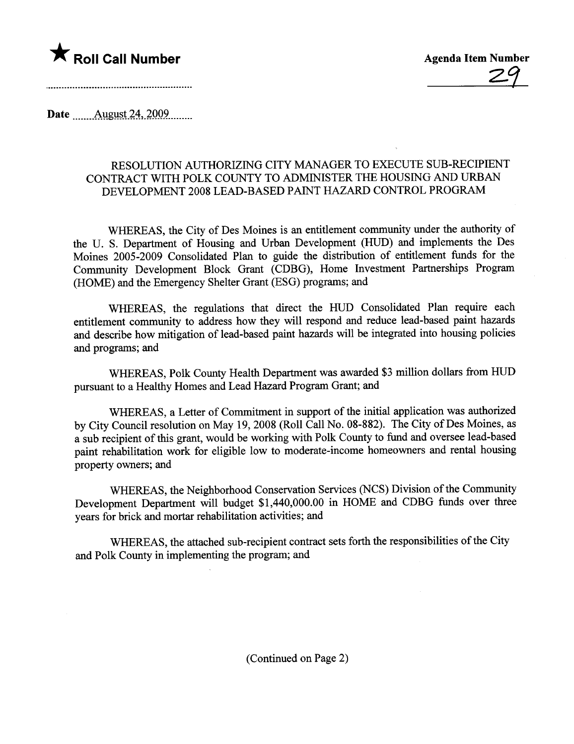★ **Roll Call Number**

Agenda Item Number

29

Date August 24, 2009

RESOLUTION AUTHORIZING CITY MANAGER TO EXECUTE SUB-RECIPIENT CONTRACT WITH POLK COUNTY TO ADMINISTER THE HOUSING AND URBAN DEVELOPMENT 2008 LEAD-BASED PAINT HAZARD CONTROL PROGRAM

WHEREAS, the City of Des Moines is an entitlement community under the authority of the U. S. Department of Housing and Urban Development (HUD) and implements the Des Moines 2005-2009 Consolidated Plan to guide the distribution of entitlement funds for the Community Development Block Grant (CDBG), Home Investment Partnerships Program (HOME) and the Emergency Shelter Grant (ESG) programs; and

WHEREAS, the regulations that direct the HUD Consolidated Plan require each entitlement community to address how they will respond and reduce lead-based paint hazards and describe how mitigation of lead-based paint hazards will be integrated into housing policies and programs; and

WHEREAS, Polk County Health Department was awarded $3 million dollars from HUD pursuant to a Healthy Homes and Lead Hazard Program Grant; and

WHEREAS, a Letter of Commitment in support of the initial application was authorized by City Council resolution on May 19, 2008 (Roll Call No. 08-882). The City of Des Moines, as a sub recipient of this grant, would be working with Polk County to fund and oversee lead-based paint rehabilitation work for eligible low to moderate-income homeowners and rental housing property owners; and

WHEREAS, the Neighborhood Conservation Services (NCS) Division of the Community Development Department will budget $1,440,000.00 in HOME and CDBG funds over three years for brick and mortar rehabilitation activities; and

WHEREAS, the attached sub-recipient contract sets forth the responsibilities of the City and Polk County in implementing the program; and

(Continued on Page 2)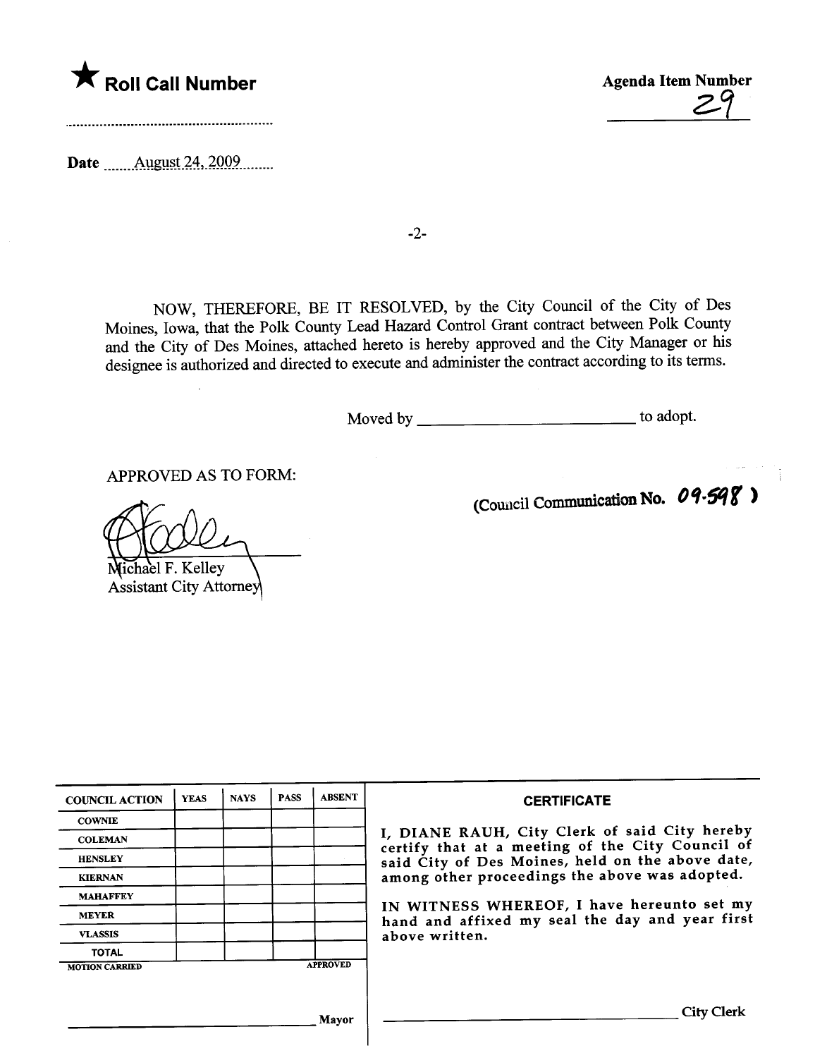★ **Roll Call Number**

..........................................................

**Agenda Item Number**

29

**Date** ......August 24, 2009........

-2-

NOW, THEREFORE, BE IT RESOLVED, by the City Council of the City of Des Moines, Iowa, that the Polk County Lead Hazard Control Grant contract between Polk County and the City of Des Moines, attached hereto is hereby approved and the City Manager or his designee is authorized and directed to execute and administer the contract according to its terms.

Moved by ______________________ to adopt.

APPROVED AS TO FORM:

Michael F. Kelley
Assistant City Attorney

(Council Communication No. 09-598)

| COUNCIL ACTION | YEAS | NAYS | PASS | ABSENT |
|---|---|---|---|---|
| COWNIE | | | | |
| COLEMAN | | | | |
| HENSLEY | | | | |
| KIERNAN | | | | |
| MAHAFFEY | | | | |
| MEYER | | | | |
| VLASSIS | | | | |
| TOTAL | | | | |

MOTION CARRIED APPROVED

______________________ Mayor

**CERTIFICATE**

I, DIANE RAUH, City Clerk of said City hereby certify that at a meeting of the City Council of said City of Des Moines, held on the above date, among other proceedings the above was adopted.

IN WITNESS WHEREOF, I have hereunto set my hand and affixed my seal the day and year first above written.

______________________ City Clerk